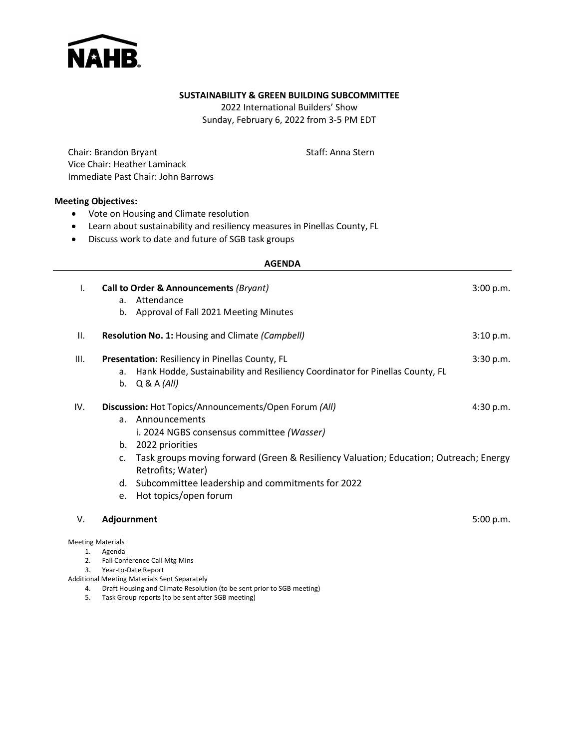NAHB

**SUSTAINABILITY & GREEN BUILDING SUBCOMMITTEE**

2022 International Builders' Show
Sunday, February 6, 2022 from 3-5 PM EDT

Chair: Brandon Bryant
Vice Chair: Heather Laminack
Immediate Past Chair: John Barrows

Staff: Anna Stern

**Meeting Objectives:**

- Vote on Housing and Climate resolution
- Learn about sustainability and resiliency measures in Pinellas County, FL
- Discuss work to date and future of SGB task groups

**AGENDA**

I. **Call to Order & Announcements** *(Bryant)* — 3:00 p.m.
   a. Attendance
   b. Approval of Fall 2021 Meeting Minutes

II. **Resolution No. 1:** Housing and Climate *(Campbell)* — 3:10 p.m.

III. **Presentation:** Resiliency in Pinellas County, FL — 3:30 p.m.
   a. Hank Hodde, Sustainability and Resiliency Coordinator for Pinellas County, FL
   b. Q & A *(All)*

IV. **Discussion:** Hot Topics/Announcements/Open Forum *(All)* — 4:30 p.m.
   a. Announcements
      i. 2024 NGBS consensus committee *(Wasser)*
   b. 2022 priorities
   c. Task groups moving forward (Green & Resiliency Valuation; Education; Outreach; Energy Retrofits; Water)
   d. Subcommittee leadership and commitments for 2022
   e. Hot topics/open forum

V. **Adjournment** — 5:00 p.m.

Meeting Materials
1. Agenda
2. Fall Conference Call Mtg Mins
3. Year-to-Date Report

Additional Meeting Materials Sent Separately
4. Draft Housing and Climate Resolution (to be sent prior to SGB meeting)
5. Task Group reports (to be sent after SGB meeting)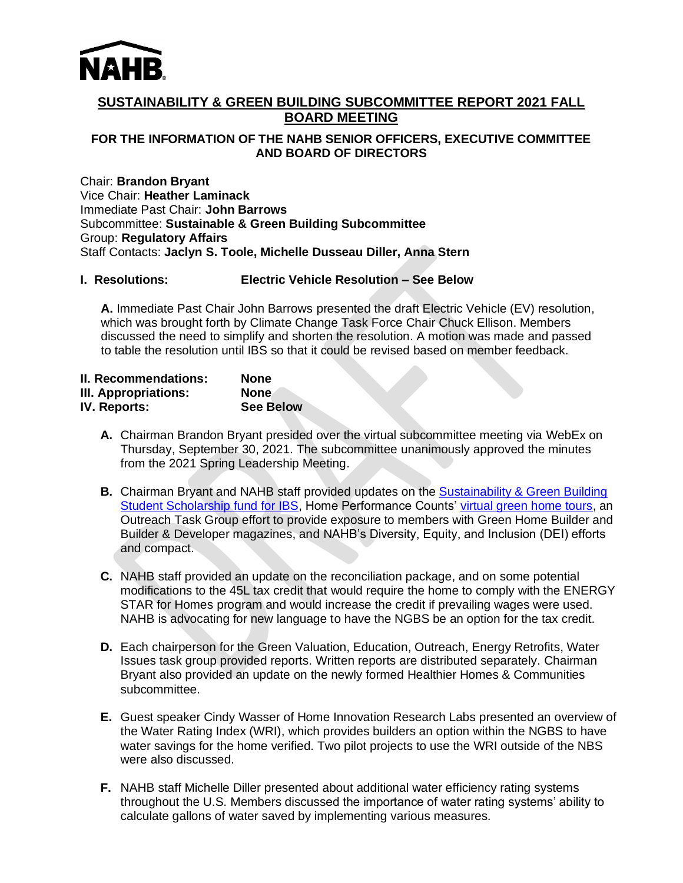NAHB

# SUSTAINABILITY & GREEN BUILDING SUBCOMMITTEE REPORT 2021 FALL BOARD MEETING

## FOR THE INFORMATION OF THE NAHB SENIOR OFFICERS, EXECUTIVE COMMITTEE AND BOARD OF DIRECTORS

Chair: **Brandon Bryant**
Vice Chair: **Heather Laminack**
Immediate Past Chair: **John Barrows**
Subcommittee: **Sustainable & Green Building Subcommittee**
Group: **Regulatory Affairs**
Staff Contacts: **Jaclyn S. Toole, Michelle Dusseau Diller, Anna Stern**

**I. Resolutions: Electric Vehicle Resolution – See Below**

**A.** Immediate Past Chair John Barrows presented the draft Electric Vehicle (EV) resolution, which was brought forth by Climate Change Task Force Chair Chuck Ellison. Members discussed the need to simplify and shorten the resolution. A motion was made and passed to table the resolution until IBS so that it could be revised based on member feedback.

**II. Recommendations: None**
**III. Appropriations: None**
**IV. Reports: See Below**

**A.** Chairman Brandon Bryant presided over the virtual subcommittee meeting via WebEx on Thursday, September 30, 2021. The subcommittee unanimously approved the minutes from the 2021 Spring Leadership Meeting.

**B.** Chairman Bryant and NAHB staff provided updates on the Sustainability & Green Building Student Scholarship fund for IBS, Home Performance Counts' virtual green home tours, an Outreach Task Group effort to provide exposure to members with Green Home Builder and Builder & Developer magazines, and NAHB's Diversity, Equity, and Inclusion (DEI) efforts and compact.

**C.** NAHB staff provided an update on the reconciliation package, and on some potential modifications to the 45L tax credit that would require the home to comply with the ENERGY STAR for Homes program and would increase the credit if prevailing wages were used. NAHB is advocating for new language to have the NGBS be an option for the tax credit.

**D.** Each chairperson for the Green Valuation, Education, Outreach, Energy Retrofits, Water Issues task group provided reports. Written reports are distributed separately. Chairman Bryant also provided an update on the newly formed Healthier Homes & Communities subcommittee.

**E.** Guest speaker Cindy Wasser of Home Innovation Research Labs presented an overview of the Water Rating Index (WRI), which provides builders an option within the NGBS to have water savings for the home verified. Two pilot projects to use the WRI outside of the NBS were also discussed.

**F.** NAHB staff Michelle Diller presented about additional water efficiency rating systems throughout the U.S. Members discussed the importance of water rating systems' ability to calculate gallons of water saved by implementing various measures.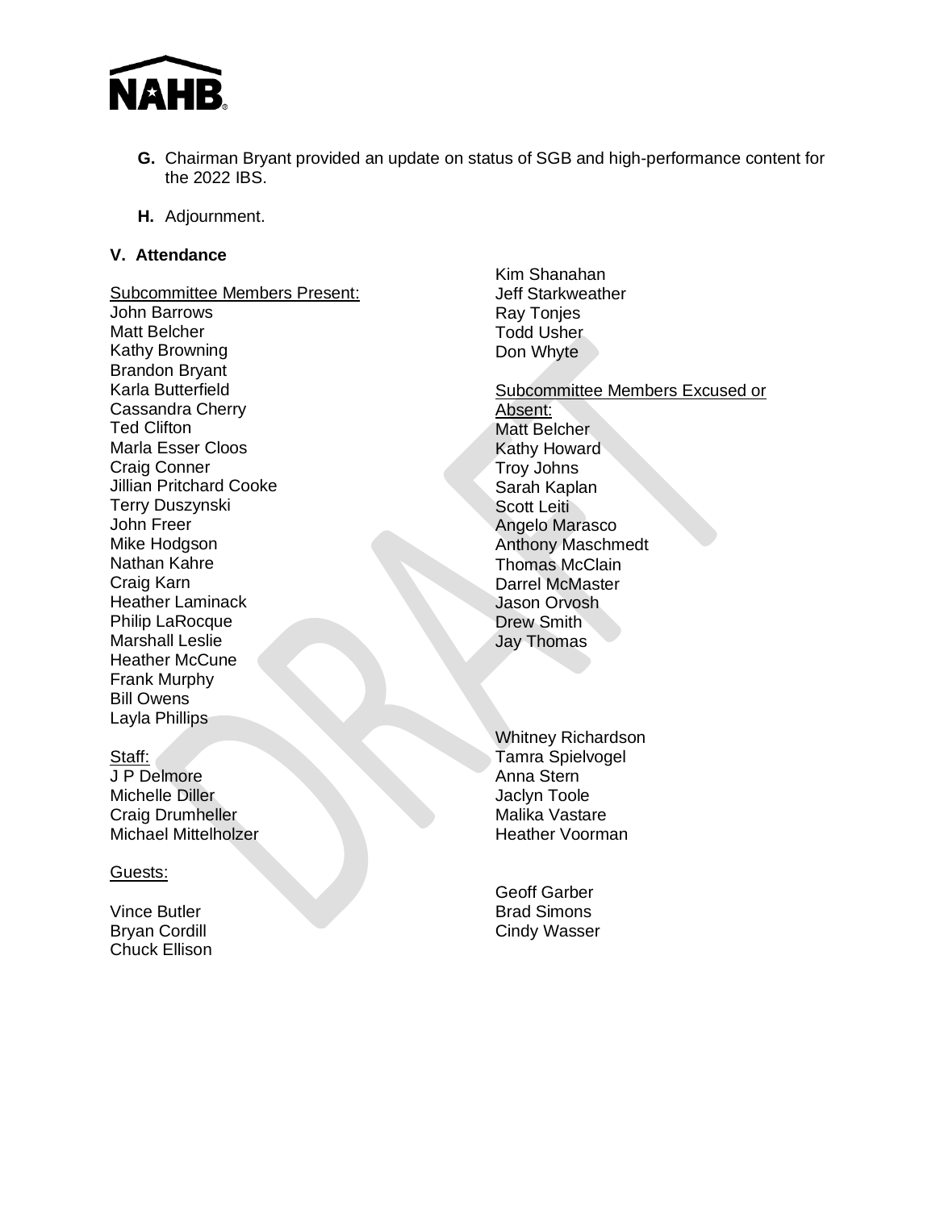**G.** Chairman Bryant provided an update on status of SGB and high-performance content for the 2022 IBS.

**H.** Adjournment.

**V. Attendance**

Subcommittee Members Present:
John Barrows
Matt Belcher
Kathy Browning
Brandon Bryant
Karla Butterfield
Cassandra Cherry
Ted Clifton
Marla Esser Cloos
Craig Conner
Jillian Pritchard Cooke
Terry Duszynski
John Freer
Mike Hodgson
Nathan Kahre
Craig Karn
Heather Laminack
Philip LaRocque
Marshall Leslie
Heather McCune
Frank Murphy
Bill Owens
Layla Phillips
Kim Shanahan
Jeff Starkweather
Ray Tonjes
Todd Usher
Don Whyte

Subcommittee Members Excused or Absent:
Matt Belcher
Kathy Howard
Troy Johns
Sarah Kaplan
Scott Leiti
Angelo Marasco
Anthony Maschmedt
Thomas McClain
Darrel McMaster
Jason Orvosh
Drew Smith
Jay Thomas

Staff:
J P Delmore
Michelle Diller
Craig Drumheller
Michael Mittelholzer
Whitney Richardson
Tamra Spielvogel
Anna Stern
Jaclyn Toole
Malika Vastare
Heather Voorman

Guests:

Vince Butler
Bryan Cordill
Chuck Ellison
Geoff Garber
Brad Simons
Cindy Wasser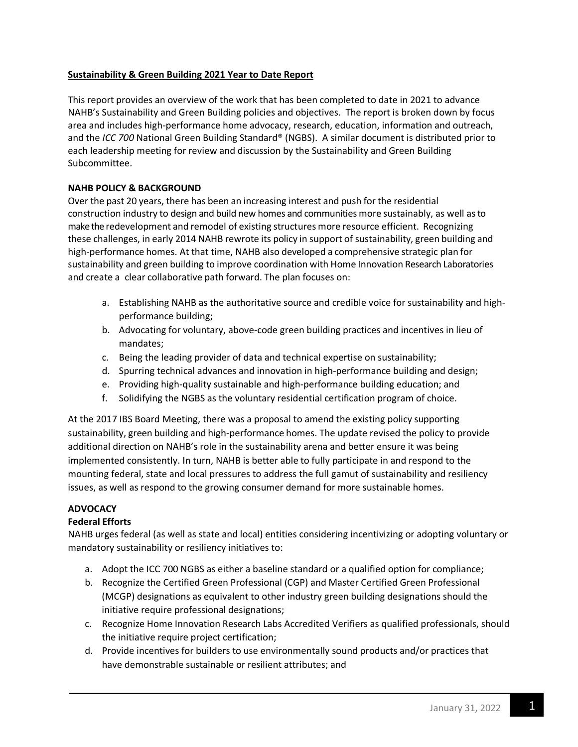**Sustainability & Green Building 2021 Year to Date Report**

This report provides an overview of the work that has been completed to date in 2021 to advance NAHB's Sustainability and Green Building policies and objectives. The report is broken down by focus area and includes high-performance home advocacy, research, education, information and outreach, and the *ICC 700* National Green Building Standard® (NGBS). A similar document is distributed prior to each leadership meeting for review and discussion by the Sustainability and Green Building Subcommittee.

**NAHB POLICY & BACKGROUND**

Over the past 20 years, there has been an increasing interest and push for the residential construction industry to design and build new homes and communities more sustainably, as well as to make the redevelopment and remodel of existing structures more resource efficient. Recognizing these challenges, in early 2014 NAHB rewrote its policy in support of sustainability, green building and high-performance homes. At that time, NAHB also developed a comprehensive strategic plan for sustainability and green building to improve coordination with Home Innovation Research Laboratories and create a clear collaborative path forward. The plan focuses on:

a. Establishing NAHB as the authoritative source and credible voice for sustainability and high-performance building;
b. Advocating for voluntary, above-code green building practices and incentives in lieu of mandates;
c. Being the leading provider of data and technical expertise on sustainability;
d. Spurring technical advances and innovation in high-performance building and design;
e. Providing high-quality sustainable and high-performance building education; and
f. Solidifying the NGBS as the voluntary residential certification program of choice.

At the 2017 IBS Board Meeting, there was a proposal to amend the existing policy supporting sustainability, green building and high-performance homes. The update revised the policy to provide additional direction on NAHB's role in the sustainability arena and better ensure it was being implemented consistently. In turn, NAHB is better able to fully participate in and respond to the mounting federal, state and local pressures to address the full gamut of sustainability and resiliency issues, as well as respond to the growing consumer demand for more sustainable homes.

**ADVOCACY**

**Federal Efforts**

NAHB urges federal (as well as state and local) entities considering incentivizing or adopting voluntary or mandatory sustainability or resiliency initiatives to:

a. Adopt the ICC 700 NGBS as either a baseline standard or a qualified option for compliance;
b. Recognize the Certified Green Professional (CGP) and Master Certified Green Professional (MCGP) designations as equivalent to other industry green building designations should the initiative require professional designations;
c. Recognize Home Innovation Research Labs Accredited Verifiers as qualified professionals, should the initiative require project certification;
d. Provide incentives for builders to use environmentally sound products and/or practices that have demonstrable sustainable or resilient attributes; and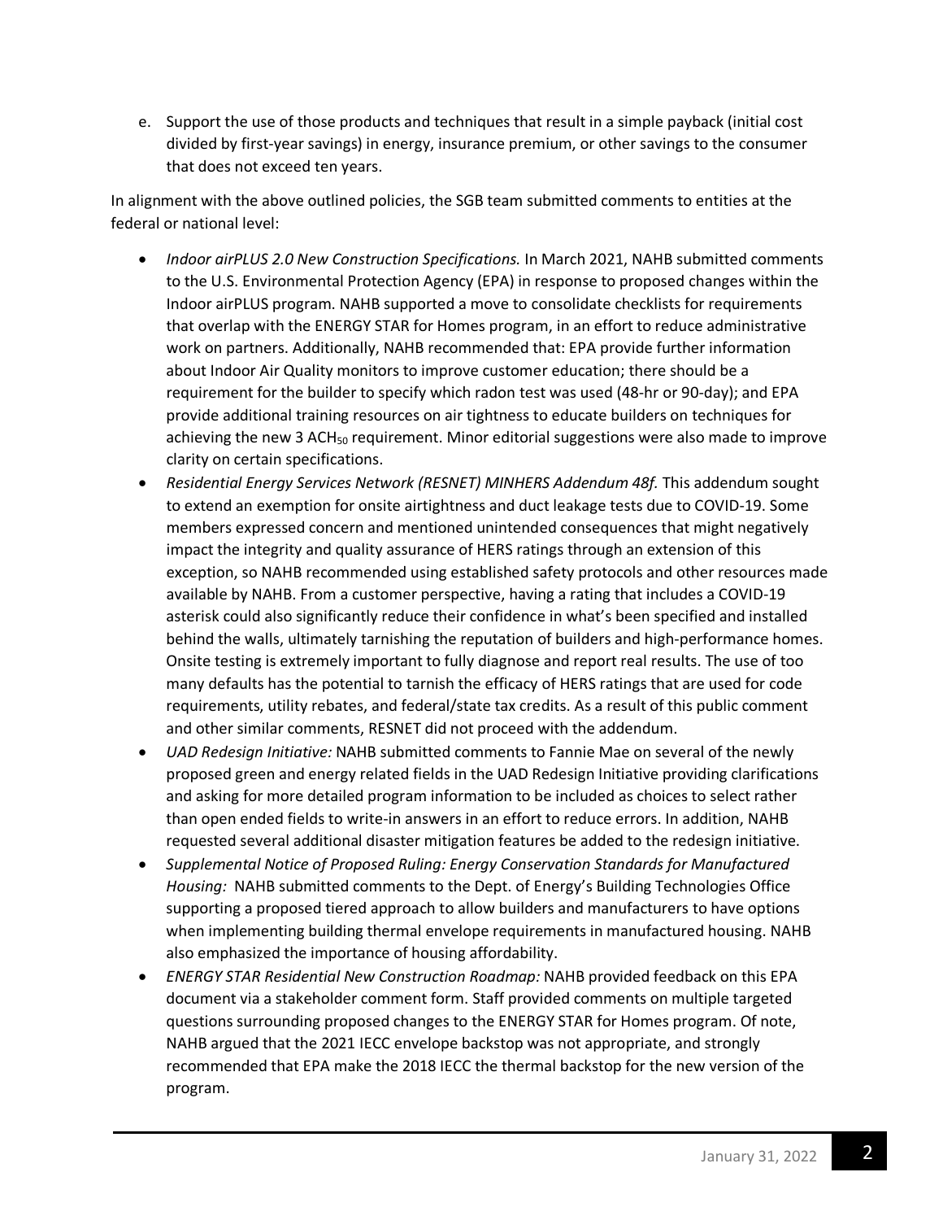e. Support the use of those products and techniques that result in a simple payback (initial cost divided by first-year savings) in energy, insurance premium, or other savings to the consumer that does not exceed ten years.

In alignment with the above outlined policies, the SGB team submitted comments to entities at the federal or national level:

- *Indoor airPLUS 2.0 New Construction Specifications.* In March 2021, NAHB submitted comments to the U.S. Environmental Protection Agency (EPA) in response to proposed changes within the Indoor airPLUS program. NAHB supported a move to consolidate checklists for requirements that overlap with the ENERGY STAR for Homes program, in an effort to reduce administrative work on partners. Additionally, NAHB recommended that: EPA provide further information about Indoor Air Quality monitors to improve customer education; there should be a requirement for the builder to specify which radon test was used (48-hr or 90-day); and EPA provide additional training resources on air tightness to educate builders on techniques for achieving the new 3 $ACH_{50}$ requirement. Minor editorial suggestions were also made to improve clarity on certain specifications.
- *Residential Energy Services Network (RESNET) MINHERS Addendum 48f.* This addendum sought to extend an exemption for onsite airtightness and duct leakage tests due to COVID-19. Some members expressed concern and mentioned unintended consequences that might negatively impact the integrity and quality assurance of HERS ratings through an extension of this exception, so NAHB recommended using established safety protocols and other resources made available by NAHB. From a customer perspective, having a rating that includes a COVID-19 asterisk could also significantly reduce their confidence in what's been specified and installed behind the walls, ultimately tarnishing the reputation of builders and high-performance homes. Onsite testing is extremely important to fully diagnose and report real results. The use of too many defaults has the potential to tarnish the efficacy of HERS ratings that are used for code requirements, utility rebates, and federal/state tax credits. As a result of this public comment and other similar comments, RESNET did not proceed with the addendum.
- *UAD Redesign Initiative:* NAHB submitted comments to Fannie Mae on several of the newly proposed green and energy related fields in the UAD Redesign Initiative providing clarifications and asking for more detailed program information to be included as choices to select rather than open ended fields to write-in answers in an effort to reduce errors. In addition, NAHB requested several additional disaster mitigation features be added to the redesign initiative.
- *Supplemental Notice of Proposed Ruling: Energy Conservation Standards for Manufactured Housing:* NAHB submitted comments to the Dept. of Energy's Building Technologies Office supporting a proposed tiered approach to allow builders and manufacturers to have options when implementing building thermal envelope requirements in manufactured housing. NAHB also emphasized the importance of housing affordability.
- *ENERGY STAR Residential New Construction Roadmap:* NAHB provided feedback on this EPA document via a stakeholder comment form. Staff provided comments on multiple targeted questions surrounding proposed changes to the ENERGY STAR for Homes program. Of note, NAHB argued that the 2021 IECC envelope backstop was not appropriate, and strongly recommended that EPA make the 2018 IECC the thermal backstop for the new version of the program.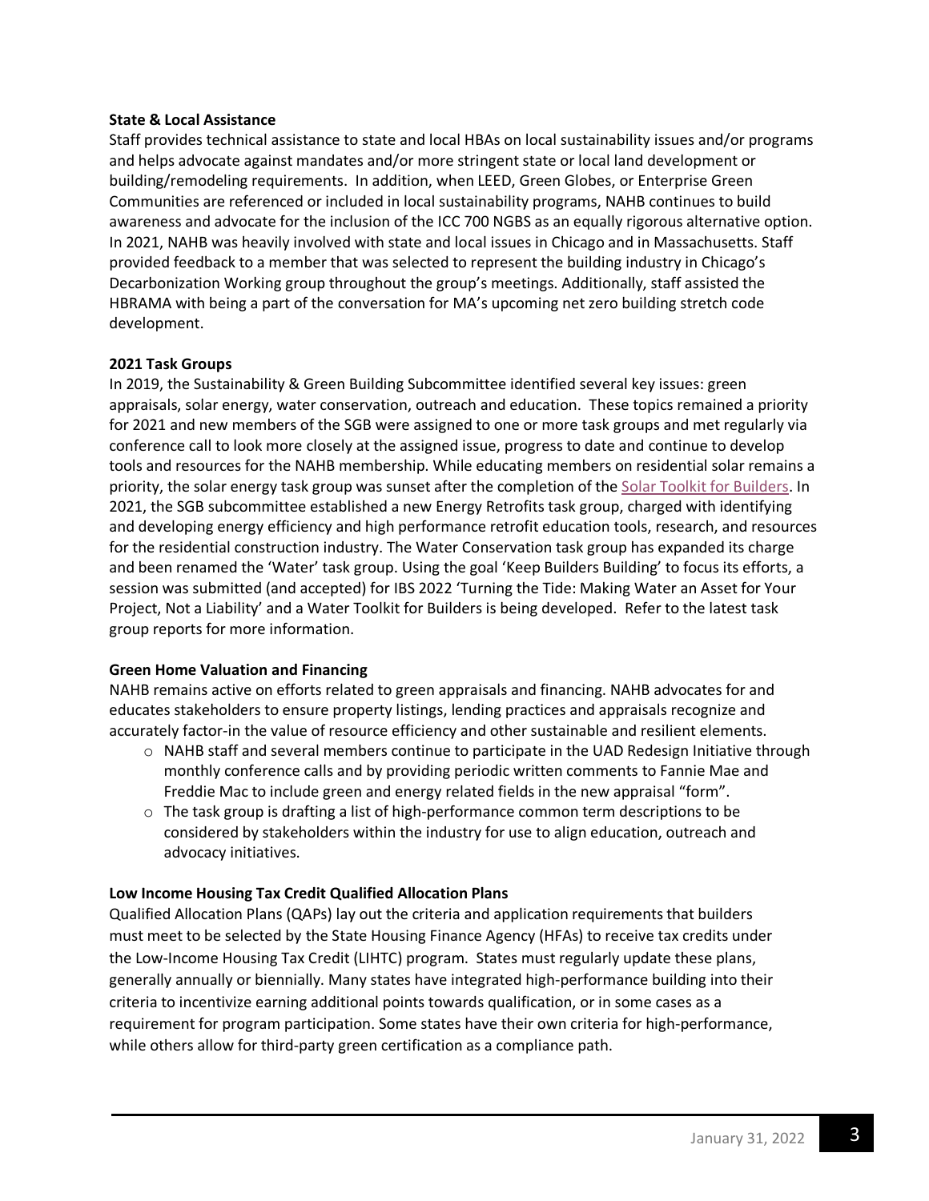**State & Local Assistance**

Staff provides technical assistance to state and local HBAs on local sustainability issues and/or programs and helps advocate against mandates and/or more stringent state or local land development or building/remodeling requirements. In addition, when LEED, Green Globes, or Enterprise Green Communities are referenced or included in local sustainability programs, NAHB continues to build awareness and advocate for the inclusion of the ICC 700 NGBS as an equally rigorous alternative option. In 2021, NAHB was heavily involved with state and local issues in Chicago and in Massachusetts. Staff provided feedback to a member that was selected to represent the building industry in Chicago's Decarbonization Working group throughout the group's meetings. Additionally, staff assisted the HBRAMA with being a part of the conversation for MA's upcoming net zero building stretch code development.

**2021 Task Groups**

In 2019, the Sustainability & Green Building Subcommittee identified several key issues: green appraisals, solar energy, water conservation, outreach and education. These topics remained a priority for 2021 and new members of the SGB were assigned to one or more task groups and met regularly via conference call to look more closely at the assigned issue, progress to date and continue to develop tools and resources for the NAHB membership. While educating members on residential solar remains a priority, the solar energy task group was sunset after the completion of the Solar Toolkit for Builders. In 2021, the SGB subcommittee established a new Energy Retrofits task group, charged with identifying and developing energy efficiency and high performance retrofit education tools, research, and resources for the residential construction industry. The Water Conservation task group has expanded its charge and been renamed the 'Water' task group. Using the goal 'Keep Builders Building' to focus its efforts, a session was submitted (and accepted) for IBS 2022 'Turning the Tide: Making Water an Asset for Your Project, Not a Liability' and a Water Toolkit for Builders is being developed. Refer to the latest task group reports for more information.

**Green Home Valuation and Financing**

NAHB remains active on efforts related to green appraisals and financing. NAHB advocates for and educates stakeholders to ensure property listings, lending practices and appraisals recognize and accurately factor-in the value of resource efficiency and other sustainable and resilient elements.

- NAHB staff and several members continue to participate in the UAD Redesign Initiative through monthly conference calls and by providing periodic written comments to Fannie Mae and Freddie Mac to include green and energy related fields in the new appraisal "form".
- The task group is drafting a list of high-performance common term descriptions to be considered by stakeholders within the industry for use to align education, outreach and advocacy initiatives.

**Low Income Housing Tax Credit Qualified Allocation Plans**

Qualified Allocation Plans (QAPs) lay out the criteria and application requirements that builders must meet to be selected by the State Housing Finance Agency (HFAs) to receive tax credits under the Low-Income Housing Tax Credit (LIHTC) program. States must regularly update these plans, generally annually or biennially. Many states have integrated high-performance building into their criteria to incentivize earning additional points towards qualification, or in some cases as a requirement for program participation. Some states have their own criteria for high-performance, while others allow for third-party green certification as a compliance path.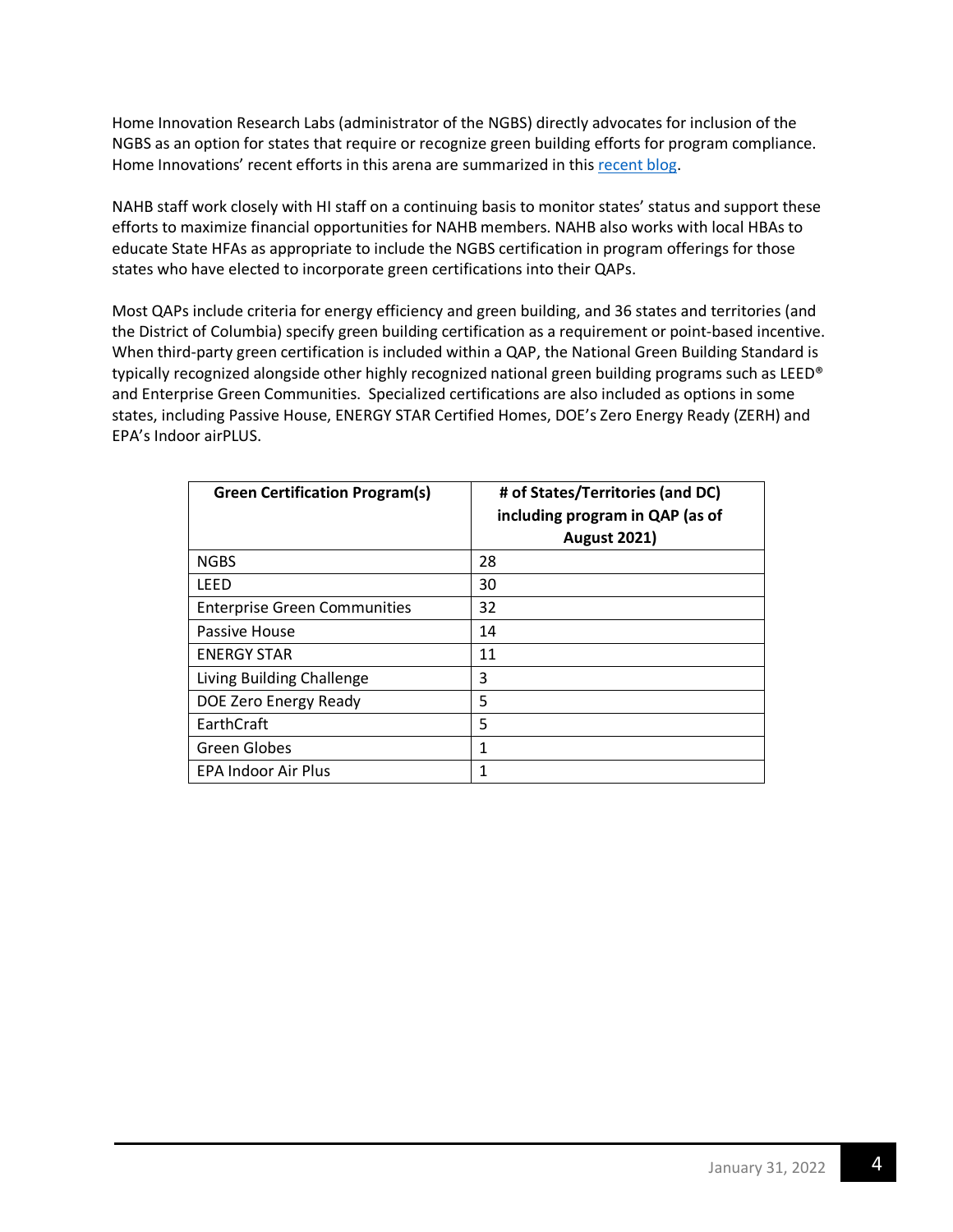Home Innovation Research Labs (administrator of the NGBS) directly advocates for inclusion of the NGBS as an option for states that require or recognize green building efforts for program compliance. Home Innovations' recent efforts in this arena are summarized in this [recent blog](#).

NAHB staff work closely with HI staff on a continuing basis to monitor states' status and support these efforts to maximize financial opportunities for NAHB members. NAHB also works with local HBAs to educate State HFAs as appropriate to include the NGBS certification in program offerings for those states who have elected to incorporate green certifications into their QAPs.

Most QAPs include criteria for energy efficiency and green building, and 36 states and territories (and the District of Columbia) specify green building certification as a requirement or point-based incentive. When third-party green certification is included within a QAP, the National Green Building Standard is typically recognized alongside other highly recognized national green building programs such as LEED® and Enterprise Green Communities. Specialized certifications are also included as options in some states, including Passive House, ENERGY STAR Certified Homes, DOE's Zero Energy Ready (ZERH) and EPA's Indoor airPLUS.

| Green Certification Program(s) | # of States/Territories (and DC) including program in QAP (as of August 2021) |
|---|---|
| NGBS | 28 |
| LEED | 30 |
| Enterprise Green Communities | 32 |
| Passive House | 14 |
| ENERGY STAR | 11 |
| Living Building Challenge | 3 |
| DOE Zero Energy Ready | 5 |
| EarthCraft | 5 |
| Green Globes | 1 |
| EPA Indoor Air Plus | 1 |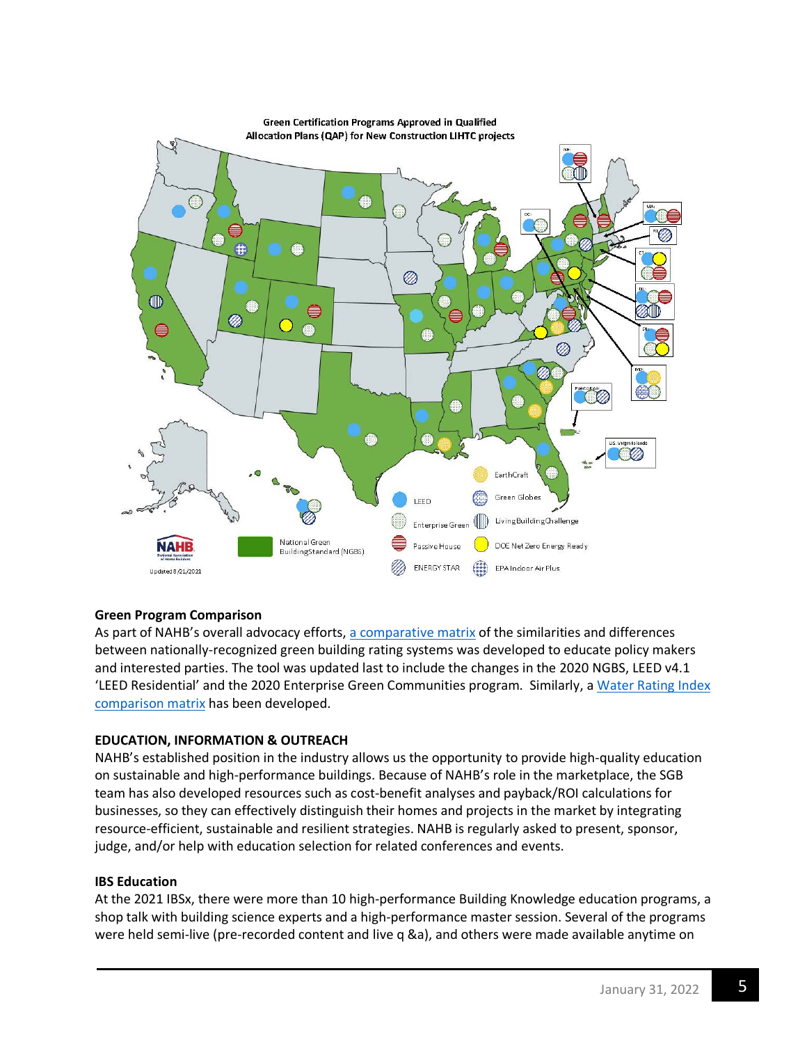Green Certification Programs Approved in Qualified Allocation Plans (QAP) for New Construction LIHTC projects

LEED | Enterprise Green | Passive House | ENERGY STAR | EarthCraft | Green Globes | LivingBuildingChallenge | DOE Net Zero Energy Ready | EPA Indoor Air Plus | National Green Building Standard (NGBS)

Updated 8/21/2021

### Green Program Comparison

As part of NAHB's overall advocacy efforts, a comparative matrix of the similarities and differences between nationally-recognized green building rating systems was developed to educate policy makers and interested parties. The tool was updated last to include the changes in the 2020 NGBS, LEED v4.1 'LEED Residential' and the 2020 Enterprise Green Communities program. Similarly, a Water Rating Index comparison matrix has been developed.

### EDUCATION, INFORMATION & OUTREACH

NAHB's established position in the industry allows us the opportunity to provide high-quality education on sustainable and high-performance buildings. Because of NAHB's role in the marketplace, the SGB team has also developed resources such as cost-benefit analyses and payback/ROI calculations for businesses, so they can effectively distinguish their homes and projects in the market by integrating resource-efficient, sustainable and resilient strategies. NAHB is regularly asked to present, sponsor, judge, and/or help with education selection for related conferences and events.

### IBS Education

At the 2021 IBSx, there were more than 10 high-performance Building Knowledge education programs, a shop talk with building science experts and a high-performance master session. Several of the programs were held semi-live (pre-recorded content and live q &a), and others were made available anytime on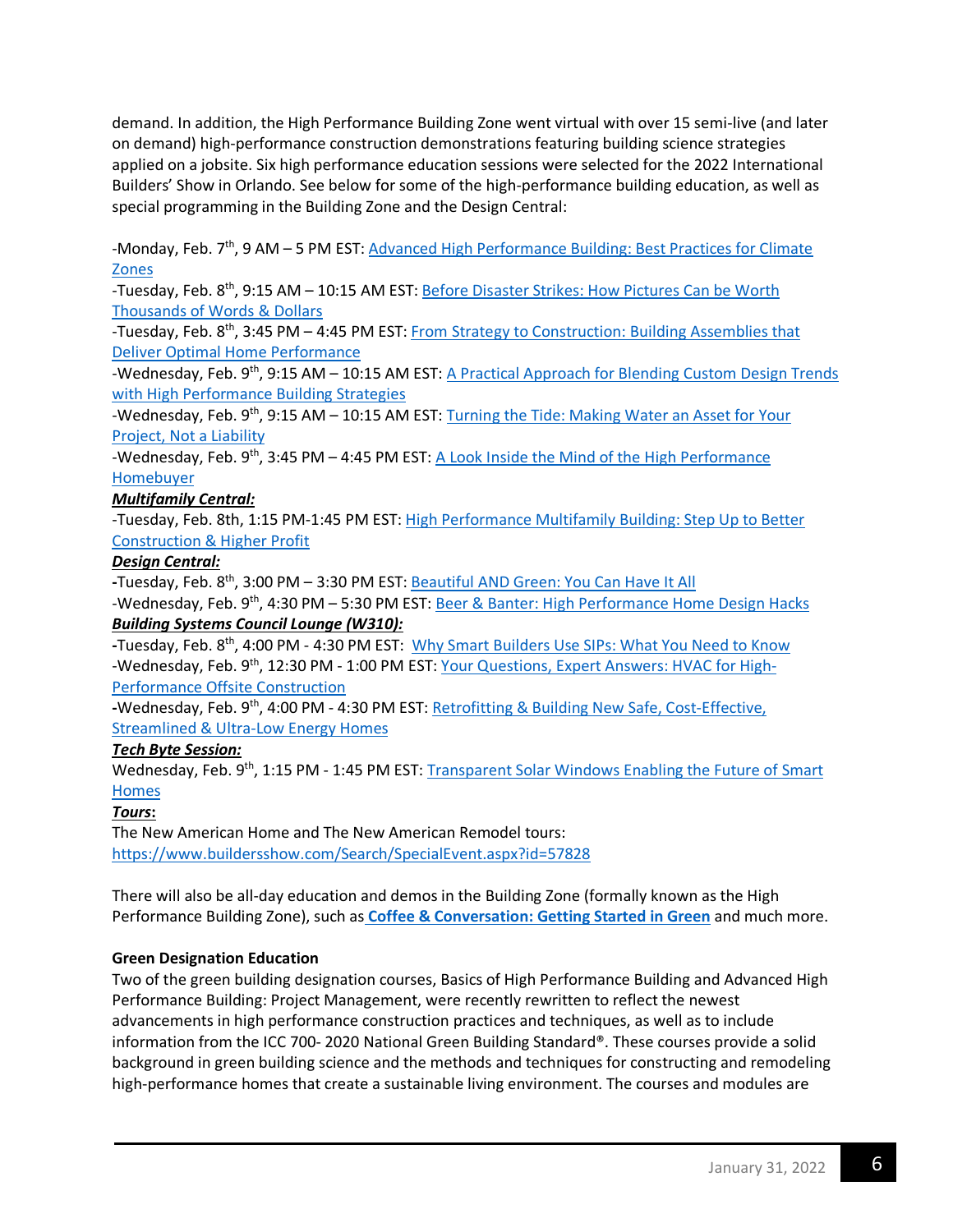demand. In addition, the High Performance Building Zone went virtual with over 15 semi-live (and later on demand) high-performance construction demonstrations featuring building science strategies applied on a jobsite. Six high performance education sessions were selected for the 2022 International Builders' Show in Orlando. See below for some of the high-performance building education, as well as special programming in the Building Zone and the Design Central:

-Monday, Feb. 7th, 9 AM – 5 PM EST: Advanced High Performance Building: Best Practices for Climate Zones
-Tuesday, Feb. 8th, 9:15 AM – 10:15 AM EST: Before Disaster Strikes: How Pictures Can be Worth Thousands of Words & Dollars
-Tuesday, Feb. 8th, 3:45 PM – 4:45 PM EST: From Strategy to Construction: Building Assemblies that Deliver Optimal Home Performance
-Wednesday, Feb. 9th, 9:15 AM – 10:15 AM EST: A Practical Approach for Blending Custom Design Trends with High Performance Building Strategies
-Wednesday, Feb. 9th, 9:15 AM – 10:15 AM EST: Turning the Tide: Making Water an Asset for Your Project, Not a Liability
-Wednesday, Feb. 9th, 3:45 PM – 4:45 PM EST: A Look Inside the Mind of the High Performance Homebuyer

***Multifamily Central:***
-Tuesday, Feb. 8th, 1:15 PM-1:45 PM EST: High Performance Multifamily Building: Step Up to Better Construction & Higher Profit

***Design Central:***
-Tuesday, Feb. 8th, 3:00 PM – 3:30 PM EST: Beautiful AND Green: You Can Have It All
-Wednesday, Feb. 9th, 4:30 PM – 5:30 PM EST: Beer & Banter: High Performance Home Design Hacks

***Building Systems Council Lounge (W310):***
-Tuesday, Feb. 8th, 4:00 PM - 4:30 PM EST: Why Smart Builders Use SIPs: What You Need to Know
-Wednesday, Feb. 9th, 12:30 PM - 1:00 PM EST: Your Questions, Expert Answers: HVAC for High-Performance Offsite Construction
-Wednesday, Feb. 9th, 4:00 PM - 4:30 PM EST: Retrofitting & Building New Safe, Cost-Effective, Streamlined & Ultra-Low Energy Homes

***Tech Byte Session:***
Wednesday, Feb. 9th, 1:15 PM - 1:45 PM EST: Transparent Solar Windows Enabling the Future of Smart Homes

***Tours*:**
The New American Home and The New American Remodel tours:
https://www.buildersshow.com/Search/SpecialEvent.aspx?id=57828

There will also be all-day education and demos in the Building Zone (formally known as the High Performance Building Zone), such as **Coffee & Conversation: Getting Started in Green** and much more.

**Green Designation Education**

Two of the green building designation courses, Basics of High Performance Building and Advanced High Performance Building: Project Management, were recently rewritten to reflect the newest advancements in high performance construction practices and techniques, as well as to include information from the ICC 700- 2020 National Green Building Standard®. These courses provide a solid background in green building science and the methods and techniques for constructing and remodeling high-performance homes that create a sustainable living environment. The courses and modules are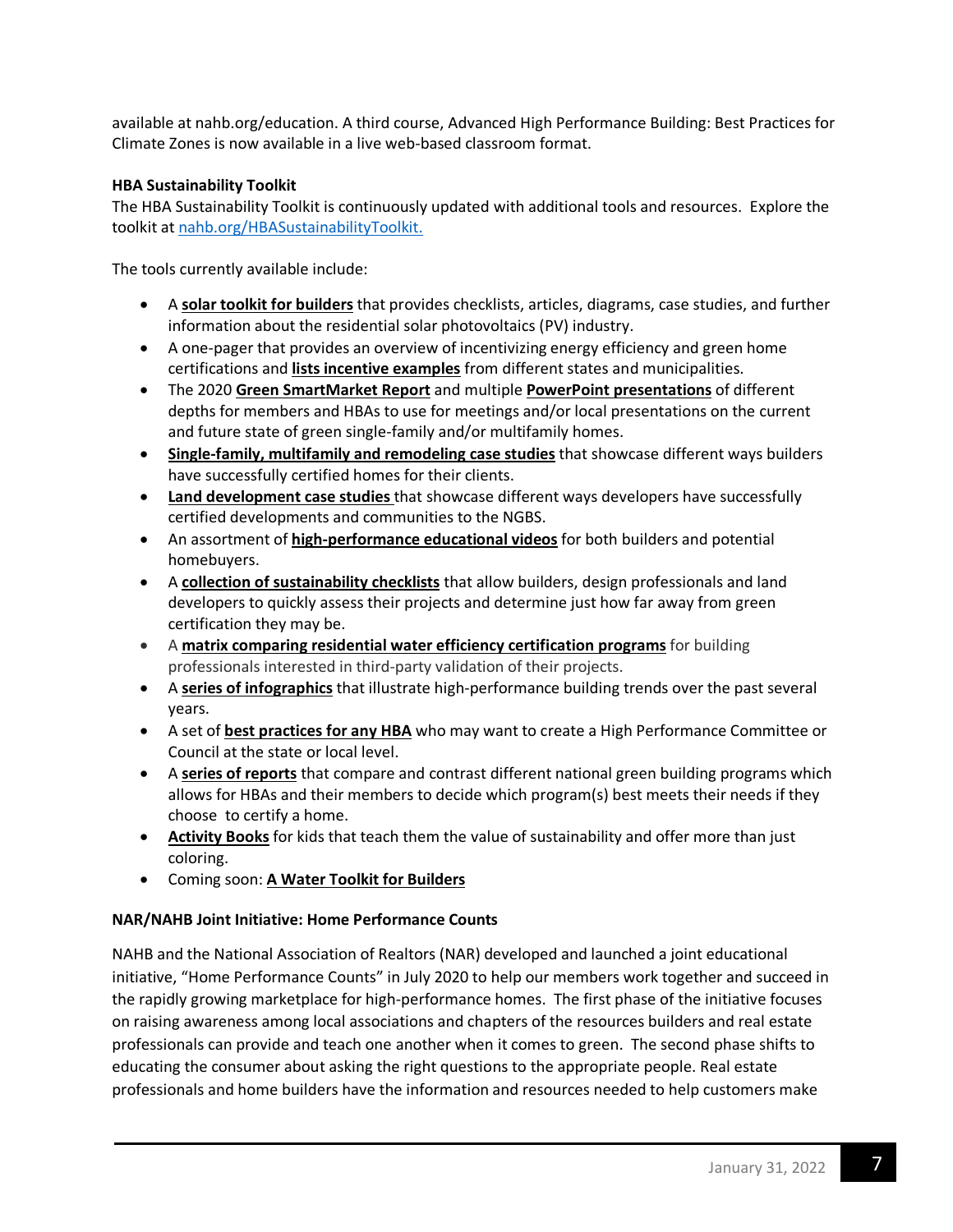available at nahb.org/education. A third course, Advanced High Performance Building: Best Practices for Climate Zones is now available in a live web-based classroom format.

**HBA Sustainability Toolkit**

The HBA Sustainability Toolkit is continuously updated with additional tools and resources. Explore the toolkit at nahb.org/HBASustainabilityToolkit.

The tools currently available include:

- A **solar toolkit for builders** that provides checklists, articles, diagrams, case studies, and further information about the residential solar photovoltaics (PV) industry.
- A one-pager that provides an overview of incentivizing energy efficiency and green home certifications and **lists incentive examples** from different states and municipalities.
- The 2020 **Green SmartMarket Report** and multiple **PowerPoint presentations** of different depths for members and HBAs to use for meetings and/or local presentations on the current and future state of green single-family and/or multifamily homes.
- **Single-family, multifamily and remodeling case studies** that showcase different ways builders have successfully certified homes for their clients.
- **Land development case studies** that showcase different ways developers have successfully certified developments and communities to the NGBS.
- An assortment of **high-performance educational videos** for both builders and potential homebuyers.
- A **collection of sustainability checklists** that allow builders, design professionals and land developers to quickly assess their projects and determine just how far away from green certification they may be.
- A **matrix comparing residential water efficiency certification programs** for building professionals interested in third-party validation of their projects.
- A **series of infographics** that illustrate high-performance building trends over the past several years.
- A set of **best practices for any HBA** who may want to create a High Performance Committee or Council at the state or local level.
- A **series of reports** that compare and contrast different national green building programs which allows for HBAs and their members to decide which program(s) best meets their needs if they choose to certify a home.
- **Activity Books** for kids that teach them the value of sustainability and offer more than just coloring.
- Coming soon: **A Water Toolkit for Builders**

**NAR/NAHB Joint Initiative: Home Performance Counts**

NAHB and the National Association of Realtors (NAR) developed and launched a joint educational initiative, "Home Performance Counts" in July 2020 to help our members work together and succeed in the rapidly growing marketplace for high-performance homes. The first phase of the initiative focuses on raising awareness among local associations and chapters of the resources builders and real estate professionals can provide and teach one another when it comes to green. The second phase shifts to educating the consumer about asking the right questions to the appropriate people. Real estate professionals and home builders have the information and resources needed to help customers make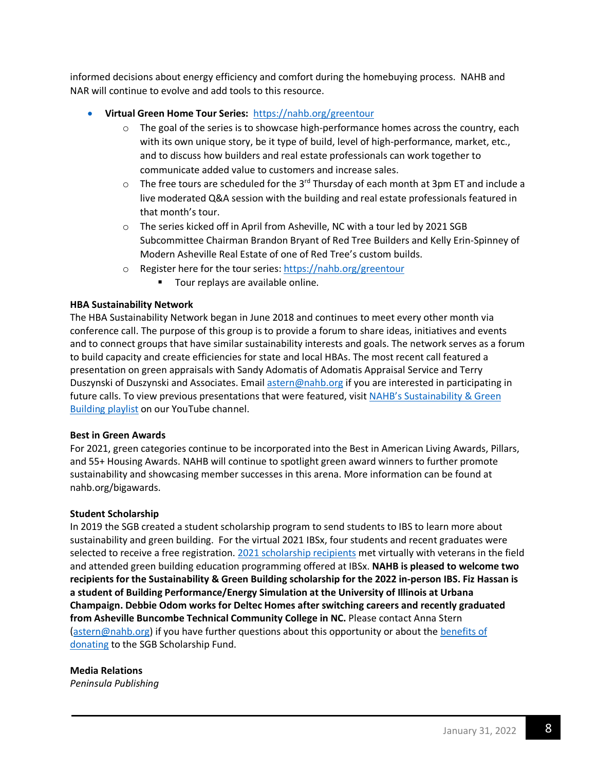informed decisions about energy efficiency and comfort during the homebuying process. NAHB and NAR will continue to evolve and add tools to this resource.

- **Virtual Green Home Tour Series:** [https://nahb.org/greentour](https://nahb.org/greentour)
  - The goal of the series is to showcase high-performance homes across the country, each with its own unique story, be it type of build, level of high-performance, market, etc., and to discuss how builders and real estate professionals can work together to communicate added value to customers and increase sales.
  - The free tours are scheduled for the 3rd Thursday of each month at 3pm ET and include a live moderated Q&A session with the building and real estate professionals featured in that month's tour.
  - The series kicked off in April from Asheville, NC with a tour led by 2021 SGB Subcommittee Chairman Brandon Bryant of Red Tree Builders and Kelly Erin-Spinney of Modern Asheville Real Estate of one of Red Tree's custom builds.
  - Register here for the tour series: [https://nahb.org/greentour](https://nahb.org/greentour)
    - Tour replays are available online.

**HBA Sustainability Network**

The HBA Sustainability Network began in June 2018 and continues to meet every other month via conference call. The purpose of this group is to provide a forum to share ideas, initiatives and events and to connect groups that have similar sustainability interests and goals. The network serves as a forum to build capacity and create efficiencies for state and local HBAs. The most recent call featured a presentation on green appraisals with Sandy Adomatis of Adomatis Appraisal Service and Terry Duszynski of Duszynski and Associates. Email astern@nahb.org if you are interested in participating in future calls. To view previous presentations that were featured, visit NAHB's Sustainability & Green Building playlist on our YouTube channel.

**Best in Green Awards**

For 2021, green categories continue to be incorporated into the Best in American Living Awards, Pillars, and 55+ Housing Awards. NAHB will continue to spotlight green award winners to further promote sustainability and showcasing member successes in this arena. More information can be found at nahb.org/bigawards.

**Student Scholarship**

In 2019 the SGB created a student scholarship program to send students to IBS to learn more about sustainability and green building. For the virtual 2021 IBSx, four students and recent graduates were selected to receive a free registration. 2021 scholarship recipients met virtually with veterans in the field and attended green building education programming offered at IBSx. **NAHB is pleased to welcome two recipients for the Sustainability & Green Building scholarship for the 2022 in-person IBS. Fiz Hassan is a student of Building Performance/Energy Simulation at the University of Illinois at Urbana Champaign. Debbie Odom works for Deltec Homes after switching careers and recently graduated from Asheville Buncombe Technical Community College in NC.** Please contact Anna Stern (astern@nahb.org) if you have further questions about this opportunity or about the benefits of donating to the SGB Scholarship Fund.

**Media Relations**

*Peninsula Publishing*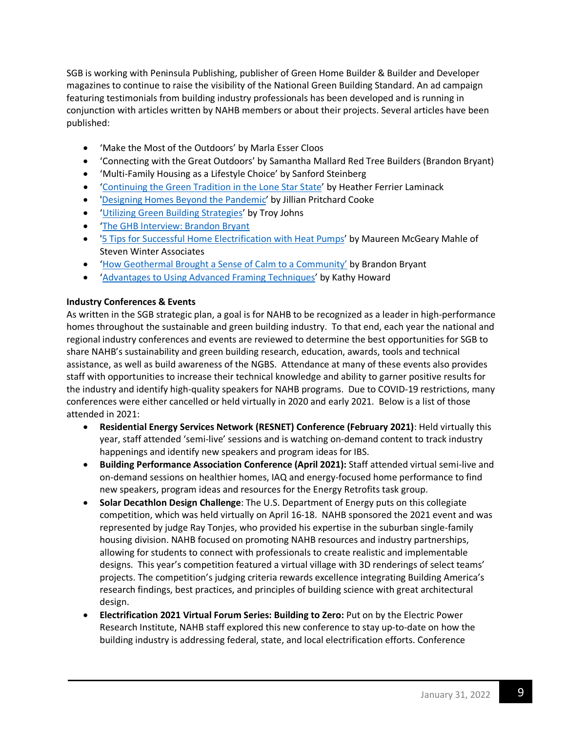SGB is working with Peninsula Publishing, publisher of Green Home Builder & Builder and Developer magazines to continue to raise the visibility of the National Green Building Standard. An ad campaign featuring testimonials from building industry professionals has been developed and is running in conjunction with articles written by NAHB members or about their projects. Several articles have been published:

- 'Make the Most of the Outdoors' by Marla Esser Cloos
- 'Connecting with the Great Outdoors' by Samantha Mallard Red Tree Builders (Brandon Bryant)
- 'Multi-Family Housing as a Lifestyle Choice' by Sanford Steinberg
- 'Continuing the Green Tradition in the Lone Star State' by Heather Ferrier Laminack
- 'Designing Homes Beyond the Pandemic' by Jillian Pritchard Cooke
- 'Utilizing Green Building Strategies' by Troy Johns
- 'The GHB Interview: Brandon Bryant
- '5 Tips for Successful Home Electrification with Heat Pumps' by Maureen McGeary Mahle of Steven Winter Associates
- 'How Geothermal Brought a Sense of Calm to a Community' by Brandon Bryant
- 'Advantages to Using Advanced Framing Techniques' by Kathy Howard

**Industry Conferences & Events**

As written in the SGB strategic plan, a goal is for NAHB to be recognized as a leader in high-performance homes throughout the sustainable and green building industry. To that end, each year the national and regional industry conferences and events are reviewed to determine the best opportunities for SGB to share NAHB's sustainability and green building research, education, awards, tools and technical assistance, as well as build awareness of the NGBS. Attendance at many of these events also provides staff with opportunities to increase their technical knowledge and ability to garner positive results for the industry and identify high-quality speakers for NAHB programs. Due to COVID-19 restrictions, many conferences were either cancelled or held virtually in 2020 and early 2021. Below is a list of those attended in 2021:

- **Residential Energy Services Network (RESNET) Conference (February 2021)**: Held virtually this year, staff attended 'semi-live' sessions and is watching on-demand content to track industry happenings and identify new speakers and program ideas for IBS.
- **Building Performance Association Conference (April 2021):** Staff attended virtual semi-live and on-demand sessions on healthier homes, IAQ and energy-focused home performance to find new speakers, program ideas and resources for the Energy Retrofits task group.
- **Solar Decathlon Design Challenge**: The U.S. Department of Energy puts on this collegiate competition, which was held virtually on April 16-18. NAHB sponsored the 2021 event and was represented by judge Ray Tonjes, who provided his expertise in the suburban single-family housing division. NAHB focused on promoting NAHB resources and industry partnerships, allowing for students to connect with professionals to create realistic and implementable designs. This year's competition featured a virtual village with 3D renderings of select teams' projects. The competition's judging criteria rewards excellence integrating Building America's research findings, best practices, and principles of building science with great architectural design.
- **Electrification 2021 Virtual Forum Series: Building to Zero:** Put on by the Electric Power Research Institute, NAHB staff explored this new conference to stay up-to-date on how the building industry is addressing federal, state, and local electrification efforts. Conference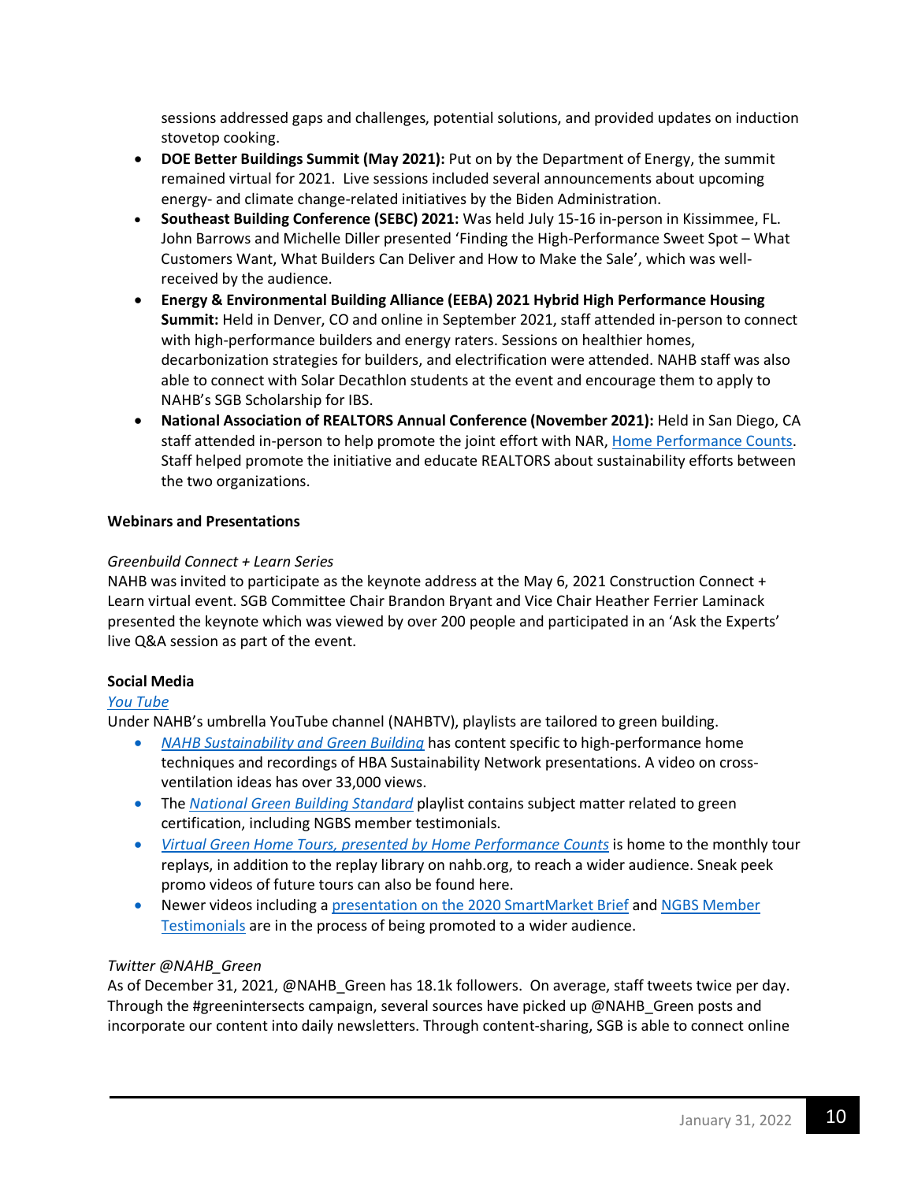sessions addressed gaps and challenges, potential solutions, and provided updates on induction stovetop cooking.

- **DOE Better Buildings Summit (May 2021):** Put on by the Department of Energy, the summit remained virtual for 2021. Live sessions included several announcements about upcoming energy- and climate change-related initiatives by the Biden Administration.
- **Southeast Building Conference (SEBC) 2021:** Was held July 15-16 in-person in Kissimmee, FL. John Barrows and Michelle Diller presented 'Finding the High-Performance Sweet Spot – What Customers Want, What Builders Can Deliver and How to Make the Sale', which was well-received by the audience.
- **Energy & Environmental Building Alliance (EEBA) 2021 Hybrid High Performance Housing Summit:** Held in Denver, CO and online in September 2021, staff attended in-person to connect with high-performance builders and energy raters. Sessions on healthier homes, decarbonization strategies for builders, and electrification were attended. NAHB staff was also able to connect with Solar Decathlon students at the event and encourage them to apply to NAHB's SGB Scholarship for IBS.
- **National Association of REALTORS Annual Conference (November 2021):** Held in San Diego, CA staff attended in-person to help promote the joint effort with NAR, Home Performance Counts. Staff helped promote the initiative and educate REALTORS about sustainability efforts between the two organizations.

**Webinars and Presentations**

*Greenbuild Connect + Learn Series*

NAHB was invited to participate as the keynote address at the May 6, 2021 Construction Connect + Learn virtual event. SGB Committee Chair Brandon Bryant and Vice Chair Heather Ferrier Laminack presented the keynote which was viewed by over 200 people and participated in an 'Ask the Experts' live Q&A session as part of the event.

**Social Media**

*You Tube*

Under NAHB's umbrella YouTube channel (NAHBTV), playlists are tailored to green building.

- *NAHB Sustainability and Green Building* has content specific to high-performance home techniques and recordings of HBA Sustainability Network presentations. A video on cross-ventilation ideas has over 33,000 views.
- The *National Green Building Standard* playlist contains subject matter related to green certification, including NGBS member testimonials.
- *Virtual Green Home Tours, presented by Home Performance Counts* is home to the monthly tour replays, in addition to the replay library on nahb.org, to reach a wider audience. Sneak peek promo videos of future tours can also be found here.
- Newer videos including a presentation on the 2020 SmartMarket Brief and NGBS Member Testimonials are in the process of being promoted to a wider audience.

*Twitter @NAHB_Green*

As of December 31, 2021, @NAHB_Green has 18.1k followers. On average, staff tweets twice per day. Through the #greenintersects campaign, several sources have picked up @NAHB_Green posts and incorporate our content into daily newsletters. Through content-sharing, SGB is able to connect online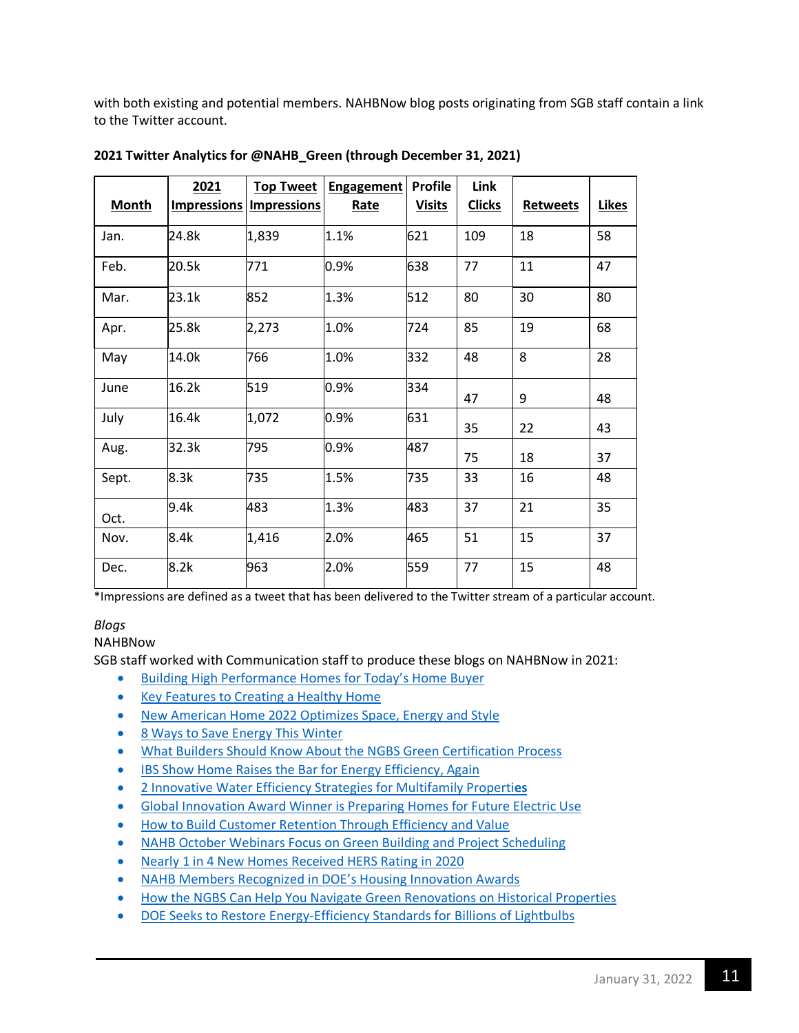with both existing and potential members. NAHBNow blog posts originating from SGB staff contain a link to the Twitter account.

**2021 Twitter Analytics for @NAHB_Green (through December 31, 2021)**

| Month | 2021 Impressions | Top Tweet Impressions | Engagement Rate | Profile Visits | Link Clicks | Retweets | Likes |
|---|---|---|---|---|---|---|---|
| Jan. | 24.8k | 1,839 | 1.1% | 621 | 109 | 18 | 58 |
| Feb. | 20.5k | 771 | 0.9% | 638 | 77 | 11 | 47 |
| Mar. | 23.1k | 852 | 1.3% | 512 | 80 | 30 | 80 |
| Apr. | 25.8k | 2,273 | 1.0% | 724 | 85 | 19 | 68 |
| May | 14.0k | 766 | 1.0% | 332 | 48 | 8 | 28 |
| June | 16.2k | 519 | 0.9% | 334 | 47 | 9 | 48 |
| July | 16.4k | 1,072 | 0.9% | 631 | 35 | 22 | 43 |
| Aug. | 32.3k | 795 | 0.9% | 487 | 75 | 18 | 37 |
| Sept. | 8.3k | 735 | 1.5% | 735 | 33 | 16 | 48 |
| Oct. | 9.4k | 483 | 1.3% | 483 | 37 | 21 | 35 |
| Nov. | 8.4k | 1,416 | 2.0% | 465 | 51 | 15 | 37 |
| Dec. | 8.2k | 963 | 2.0% | 559 | 77 | 15 | 48 |

*Impressions are defined as a tweet that has been delivered to the Twitter stream of a particular account.

*Blogs*

NAHBNow

SGB staff worked with Communication staff to produce these blogs on NAHBNow in 2021:

- Building High Performance Homes for Today's Home Buyer
- Key Features to Creating a Healthy Home
- New American Home 2022 Optimizes Space, Energy and Style
- 8 Ways to Save Energy This Winter
- What Builders Should Know About the NGBS Green Certification Process
- IBS Show Home Raises the Bar for Energy Efficiency, Again
- 2 Innovative Water Efficiency Strategies for Multifamily Properties
- Global Innovation Award Winner is Preparing Homes for Future Electric Use
- How to Build Customer Retention Through Efficiency and Value
- NAHB October Webinars Focus on Green Building and Project Scheduling
- Nearly 1 in 4 New Homes Received HERS Rating in 2020
- NAHB Members Recognized in DOE's Housing Innovation Awards
- How the NGBS Can Help You Navigate Green Renovations on Historical Properties
- DOE Seeks to Restore Energy-Efficiency Standards for Billions of Lightbulbs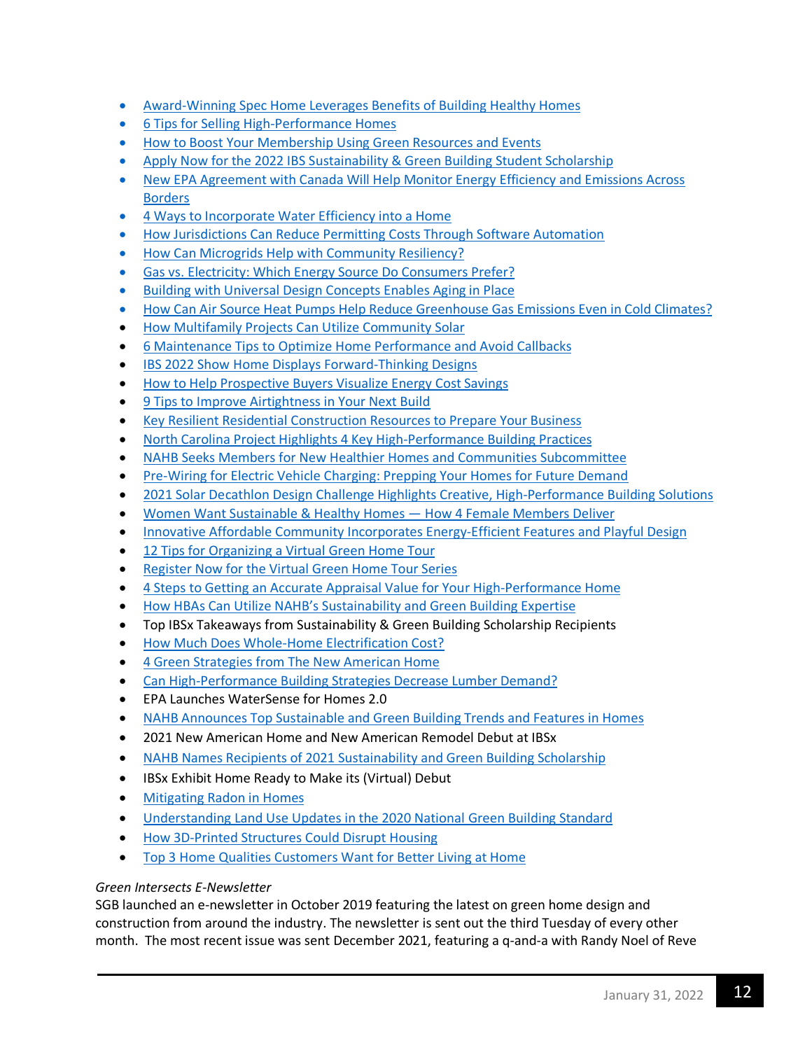- Award-Winning Spec Home Leverages Benefits of Building Healthy Homes
- 6 Tips for Selling High-Performance Homes
- How to Boost Your Membership Using Green Resources and Events
- Apply Now for the 2022 IBS Sustainability & Green Building Student Scholarship
- New EPA Agreement with Canada Will Help Monitor Energy Efficiency and Emissions Across Borders
- 4 Ways to Incorporate Water Efficiency into a Home
- How Jurisdictions Can Reduce Permitting Costs Through Software Automation
- How Can Microgrids Help with Community Resiliency?
- Gas vs. Electricity: Which Energy Source Do Consumers Prefer?
- Building with Universal Design Concepts Enables Aging in Place
- How Can Air Source Heat Pumps Help Reduce Greenhouse Gas Emissions Even in Cold Climates?
- How Multifamily Projects Can Utilize Community Solar
- 6 Maintenance Tips to Optimize Home Performance and Avoid Callbacks
- IBS 2022 Show Home Displays Forward-Thinking Designs
- How to Help Prospective Buyers Visualize Energy Cost Savings
- 9 Tips to Improve Airtightness in Your Next Build
- Key Resilient Residential Construction Resources to Prepare Your Business
- North Carolina Project Highlights 4 Key High-Performance Building Practices
- NAHB Seeks Members for New Healthier Homes and Communities Subcommittee
- Pre-Wiring for Electric Vehicle Charging: Prepping Your Homes for Future Demand
- 2021 Solar Decathlon Design Challenge Highlights Creative, High-Performance Building Solutions
- Women Want Sustainable & Healthy Homes — How 4 Female Members Deliver
- Innovative Affordable Community Incorporates Energy-Efficient Features and Playful Design
- 12 Tips for Organizing a Virtual Green Home Tour
- Register Now for the Virtual Green Home Tour Series
- 4 Steps to Getting an Accurate Appraisal Value for Your High-Performance Home
- How HBAs Can Utilize NAHB's Sustainability and Green Building Expertise
- Top IBSx Takeaways from Sustainability & Green Building Scholarship Recipients
- How Much Does Whole-Home Electrification Cost?
- 4 Green Strategies from The New American Home
- Can High-Performance Building Strategies Decrease Lumber Demand?
- EPA Launches WaterSense for Homes 2.0
- NAHB Announces Top Sustainable and Green Building Trends and Features in Homes
- 2021 New American Home and New American Remodel Debut at IBSx
- NAHB Names Recipients of 2021 Sustainability and Green Building Scholarship
- IBSx Exhibit Home Ready to Make its (Virtual) Debut
- Mitigating Radon in Homes
- Understanding Land Use Updates in the 2020 National Green Building Standard
- How 3D-Printed Structures Could Disrupt Housing
- Top 3 Home Qualities Customers Want for Better Living at Home

*Green Intersects E-Newsletter*

SGB launched an e-newsletter in October 2019 featuring the latest on green home design and construction from around the industry. The newsletter is sent out the third Tuesday of every other month. The most recent issue was sent December 2021, featuring a q-and-a with Randy Noel of Reve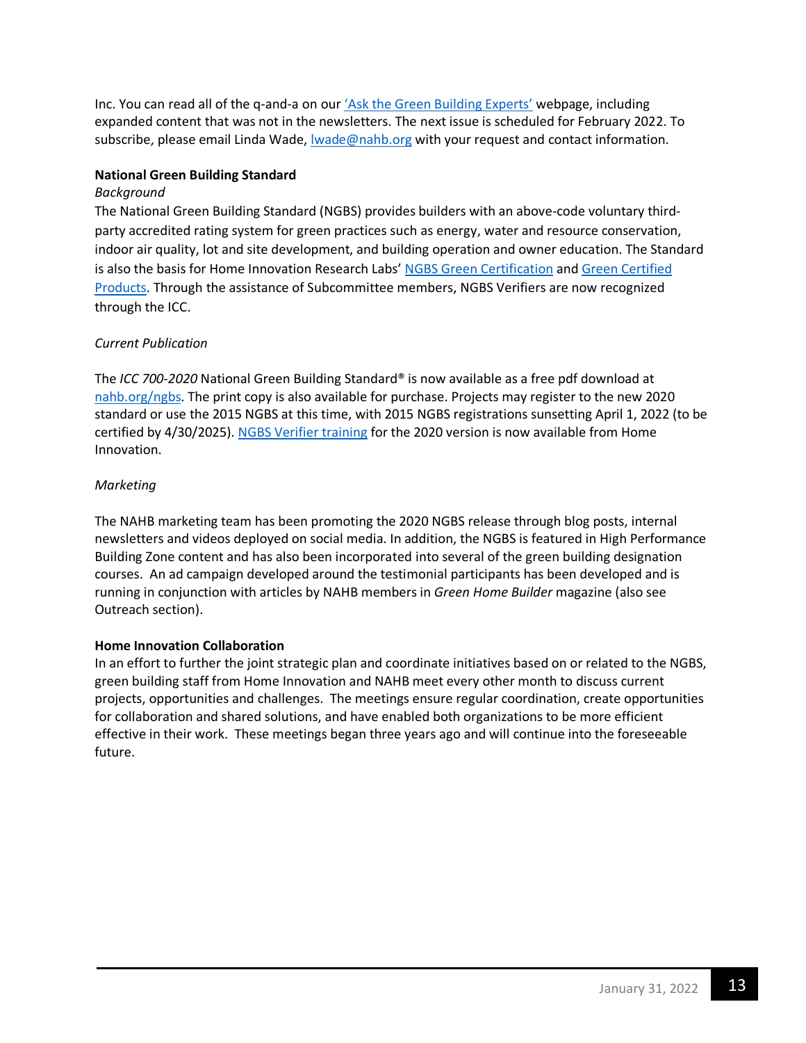Inc. You can read all of the q-and-a on our 'Ask the Green Building Experts' webpage, including expanded content that was not in the newsletters. The next issue is scheduled for February 2022. To subscribe, please email Linda Wade, lwade@nahb.org with your request and contact information.

**National Green Building Standard**

*Background*

The National Green Building Standard (NGBS) provides builders with an above-code voluntary third-party accredited rating system for green practices such as energy, water and resource conservation, indoor air quality, lot and site development, and building operation and owner education. The Standard is also the basis for Home Innovation Research Labs' NGBS Green Certification and Green Certified Products. Through the assistance of Subcommittee members, NGBS Verifiers are now recognized through the ICC.

*Current Publication*

The *ICC 700-2020* National Green Building Standard® is now available as a free pdf download at nahb.org/ngbs. The print copy is also available for purchase. Projects may register to the new 2020 standard or use the 2015 NGBS at this time, with 2015 NGBS registrations sunsetting April 1, 2022 (to be certified by 4/30/2025). NGBS Verifier training for the 2020 version is now available from Home Innovation.

*Marketing*

The NAHB marketing team has been promoting the 2020 NGBS release through blog posts, internal newsletters and videos deployed on social media. In addition, the NGBS is featured in High Performance Building Zone content and has also been incorporated into several of the green building designation courses. An ad campaign developed around the testimonial participants has been developed and is running in conjunction with articles by NAHB members in *Green Home Builder* magazine (also see Outreach section).

**Home Innovation Collaboration**

In an effort to further the joint strategic plan and coordinate initiatives based on or related to the NGBS, green building staff from Home Innovation and NAHB meet every other month to discuss current projects, opportunities and challenges. The meetings ensure regular coordination, create opportunities for collaboration and shared solutions, and have enabled both organizations to be more efficient effective in their work. These meetings began three years ago and will continue into the foreseeable future.